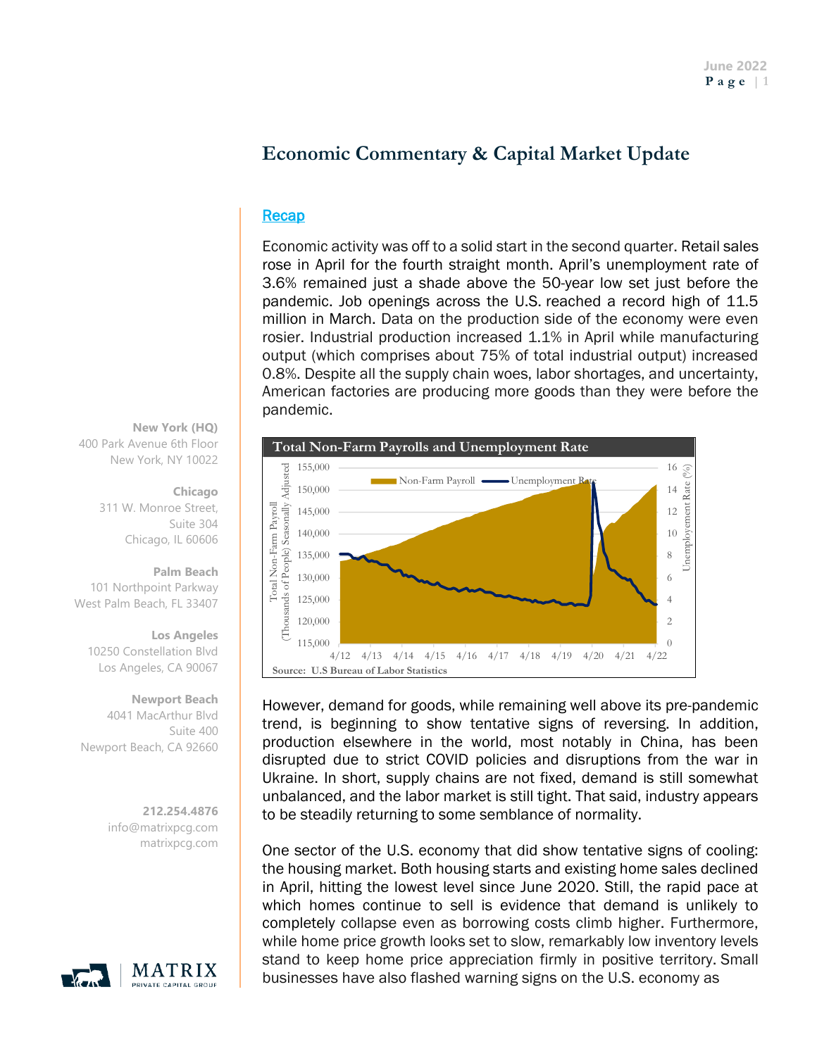# Economic Commentary & Capital Market Update

## Recap

Economic activity was off to a solid start in the second quarter. Retail sales rose in April for the fourth straight month. April's unemployment rate of 3.6% remained just a shade above the 50-year low set just before the pandemic. Job openings across the U.S. reached a record high of 11.5 million in March. Data on the production side of the economy were even rosier. Industrial production increased 1.1% in April while manufacturing output (which comprises about 75% of total industrial output) increased 0.8%. Despite all the supply chain woes, labor shortages, and uncertainty, American factories are producing more goods than they were before the pandemic.

New York (HQ)
400 Park Avenue 6th Floor
New York, NY 10022

Chicago
311 W. Monroe Street,
Suite 304
Chicago, IL 60606

Palm Beach
101 Northpoint Parkway
West Palm Beach, FL 33407

Los Angeles
10250 Constellation Blvd
Los Angeles, CA 90067

Newport Beach
4041 MacArthur Blvd
Suite 400
Newport Beach, CA 92660

212.254.4876
info@matrixpcg.com
matrixpcg.com

Total Non-Farm Payrolls and Unemployment Rate

Non-Farm Payroll
Unemployment Rate

Total Non-Farm Payroll (Thousands of People) Seasonally Adjusted

155,000
150,000
145,000
140,000
135,000
130,000
125,000
120,000
115,000

Unemployment Rate (%)

16
14
12
10
8
6
4
2
0

4/12 4/13 4/14 4/15 4/16 4/17 4/18 4/19 4/20 4/21 4/22

Source: U.S Bureau of Labor Statistics

However, demand for goods, while remaining well above its pre-pandemic trend, is beginning to show tentative signs of reversing. In addition, production elsewhere in the world, most notably in China, has been disrupted due to strict COVID policies and disruptions from the war in Ukraine. In short, supply chains are not fixed, demand is still somewhat unbalanced, and the labor market is still tight. That said, industry appears to be steadily returning to some semblance of normality.

One sector of the U.S. economy that did show tentative signs of cooling: the housing market. Both housing starts and existing home sales declined in April, hitting the lowest level since June 2020. Still, the rapid pace at which homes continue to sell is evidence that demand is unlikely to completely collapse even as borrowing costs climb higher. Furthermore, while home price growth looks set to slow, remarkably low inventory levels stand to keep home price appreciation firmly in positive territory. Small businesses have also flashed warning signs on the U.S. economy as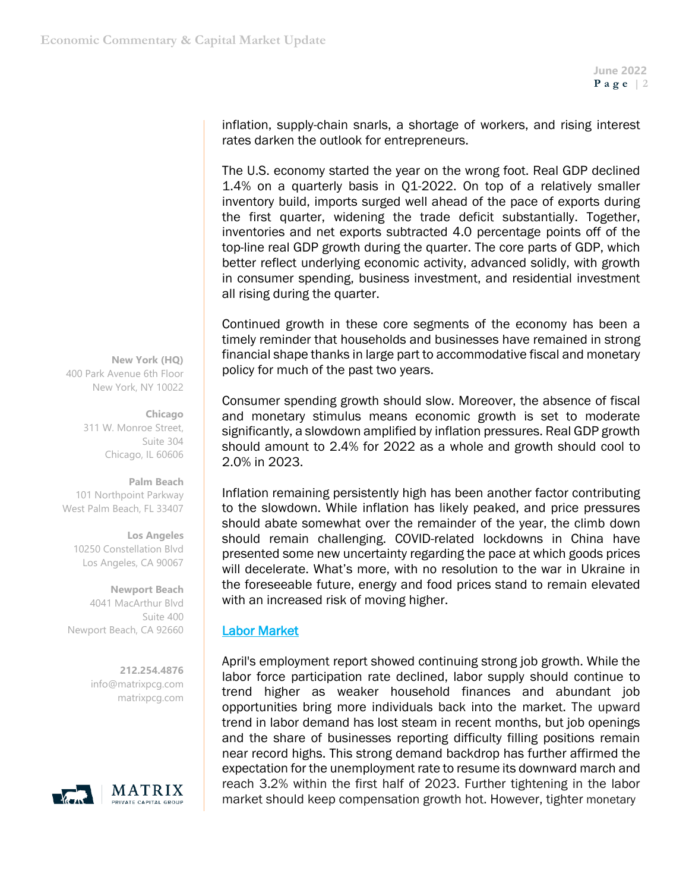inflation, supply-chain snarls, a shortage of workers, and rising interest rates darken the outlook for entrepreneurs.

The U.S. economy started the year on the wrong foot. Real GDP declined 1.4% on a quarterly basis in Q1-2022. On top of a relatively smaller inventory build, imports surged well ahead of the pace of exports during the first quarter, widening the trade deficit substantially. Together, inventories and net exports subtracted 4.0 percentage points off of the top-line real GDP growth during the quarter. The core parts of GDP, which better reflect underlying economic activity, advanced solidly, with growth in consumer spending, business investment, and residential investment all rising during the quarter.

Continued growth in these core segments of the economy has been a timely reminder that households and businesses have remained in strong financial shape thanks in large part to accommodative fiscal and monetary policy for much of the past two years.

Consumer spending growth should slow. Moreover, the absence of fiscal and monetary stimulus means economic growth is set to moderate significantly, a slowdown amplified by inflation pressures. Real GDP growth should amount to 2.4% for 2022 as a whole and growth should cool to 2.0% in 2023.

Inflation remaining persistently high has been another factor contributing to the slowdown. While inflation has likely peaked, and price pressures should abate somewhat over the remainder of the year, the climb down should remain challenging. COVID-related lockdowns in China have presented some new uncertainty regarding the pace at which goods prices will decelerate. What's more, with no resolution to the war in Ukraine in the foreseeable future, energy and food prices stand to remain elevated with an increased risk of moving higher.

## Labor Market

April's employment report showed continuing strong job growth. While the labor force participation rate declined, labor supply should continue to trend higher as weaker household finances and abundant job opportunities bring more individuals back into the market. The upward trend in labor demand has lost steam in recent months, but job openings and the share of businesses reporting difficulty filling positions remain near record highs. This strong demand backdrop has further affirmed the expectation for the unemployment rate to resume its downward march and reach 3.2% within the first half of 2023. Further tightening in the labor market should keep compensation growth hot. However, tighter monetary

New York (HQ)
400 Park Avenue 6th Floor
New York, NY 10022

Chicago
311 W. Monroe Street,
Suite 304
Chicago, IL 60606

Palm Beach
101 Northpoint Parkway
West Palm Beach, FL 33407

Los Angeles
10250 Constellation Blvd
Los Angeles, CA 90067

Newport Beach
4041 MacArthur Blvd
Suite 400
Newport Beach, CA 92660

212.254.4876
info@matrixpcg.com
matrixpcg.com

MATRIX
PRIVATE CAPITAL GROUP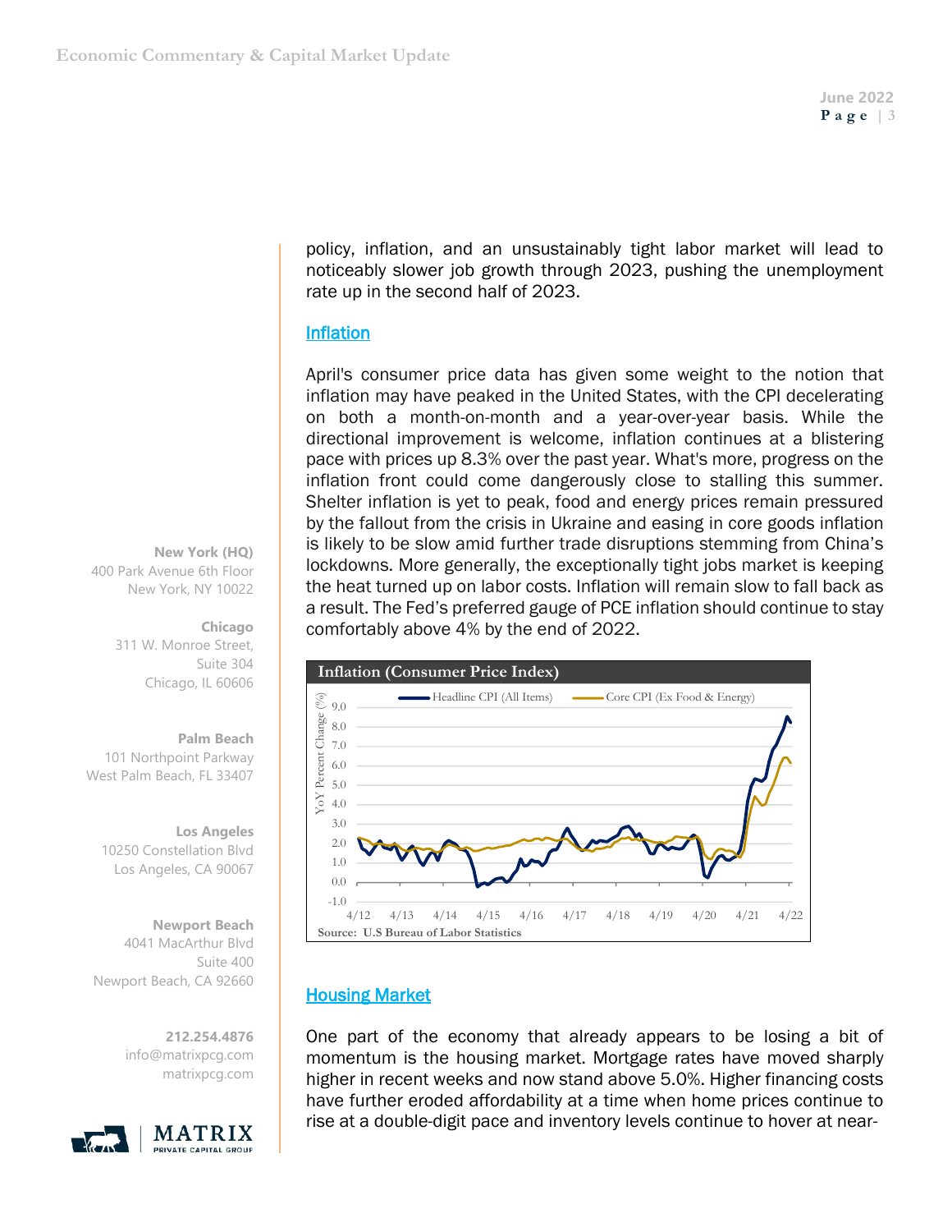policy, inflation, and an unsustainably tight labor market will lead to noticeably slower job growth through 2023, pushing the unemployment rate up in the second half of 2023.

## Inflation

April's consumer price data has given some weight to the notion that inflation may have peaked in the United States, with the CPI decelerating on both a month-on-month and a year-over-year basis. While the directional improvement is welcome, inflation continues at a blistering pace with prices up 8.3% over the past year. What's more, progress on the inflation front could come dangerously close to stalling this summer. Shelter inflation is yet to peak, food and energy prices remain pressured by the fallout from the crisis in Ukraine and easing in core goods inflation is likely to be slow amid further trade disruptions stemming from China's lockdowns. More generally, the exceptionally tight jobs market is keeping the heat turned up on labor costs. Inflation will remain slow to fall back as a result. The Fed's preferred gauge of PCE inflation should continue to stay comfortably above 4% by the end of 2022.

**Inflation (Consumer Price Index)**

Headline CPI (All Items)
Core CPI (Ex Food & Energy)

YoY Percent Change (%)

9.0
8.0
7.0
6.0
5.0
4.0
3.0
2.0
1.0
0.0
-1.0

4/12 4/13 4/14 4/15 4/16 4/17 4/18 4/19 4/20 4/21 4/22

Source: U.S Bureau of Labor Statistics

## Housing Market

One part of the economy that already appears to be losing a bit of momentum is the housing market. Mortgage rates have moved sharply higher in recent weeks and now stand above 5.0%. Higher financing costs have further eroded affordability at a time when home prices continue to rise at a double-digit pace and inventory levels continue to hover at near-

**New York (HQ)**
400 Park Avenue 6th Floor
New York, NY 10022

**Chicago**
311 W. Monroe Street,
Suite 304
Chicago, IL 60606

**Palm Beach**
101 Northpoint Parkway
West Palm Beach, FL 33407

**Los Angeles**
10250 Constellation Blvd
Los Angeles, CA 90067

**Newport Beach**
4041 MacArthur Blvd
Suite 400
Newport Beach, CA 92660

**212.254.4876**
info@matrixpcg.com
matrixpcg.com

MATRIX
PRIVATE CAPITAL GROUP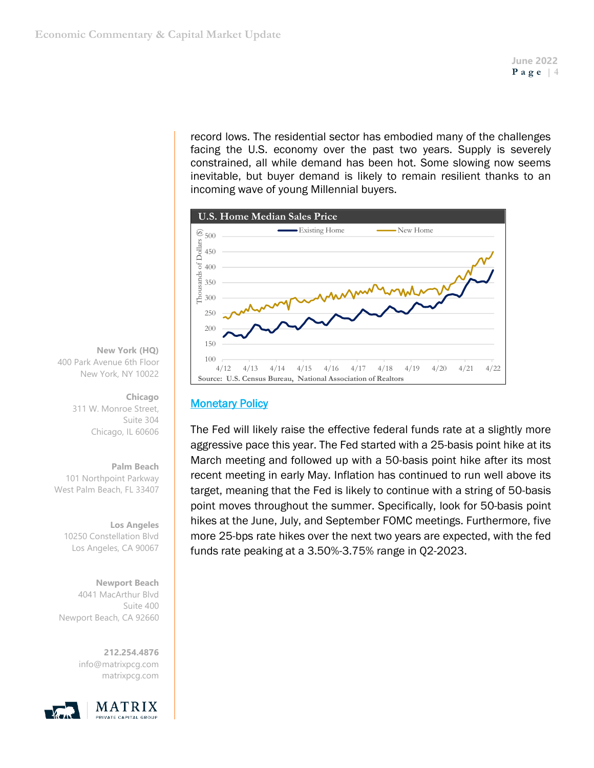record lows. The residential sector has embodied many of the challenges facing the U.S. economy over the past two years. Supply is severely constrained, all while demand has been hot. Some slowing now seems inevitable, but buyer demand is likely to remain resilient thanks to an incoming wave of young Millennial buyers.

U.S. Home Median Sales Price

Existing Home
New Home

Thousands of Dollars ($)

500
450
400
350
300
250
200
150
100

4/12 4/13 4/14 4/15 4/16 4/17 4/18 4/19 4/20 4/21 4/22

Source: U.S. Census Bureau, National Association of Realtors

## Monetary Policy

The Fed will likely raise the effective federal funds rate at a slightly more aggressive pace this year. The Fed started with a 25-basis point hike at its March meeting and followed up with a 50-basis point hike after its most recent meeting in early May. Inflation has continued to run well above its target, meaning that the Fed is likely to continue with a string of 50-basis point moves throughout the summer. Specifically, look for 50-basis point hikes at the June, July, and September FOMC meetings. Furthermore, five more 25-bps rate hikes over the next two years are expected, with the fed funds rate peaking at a 3.50%-3.75% range in Q2-2023.

**New York (HQ)**
400 Park Avenue 6th Floor
New York, NY 10022

**Chicago**
311 W. Monroe Street,
Suite 304
Chicago, IL 60606

**Palm Beach**
101 Northpoint Parkway
West Palm Beach, FL 33407

**Los Angeles**
10250 Constellation Blvd
Los Angeles, CA 90067

**Newport Beach**
4041 MacArthur Blvd
Suite 400
Newport Beach, CA 92660

**212.254.4876**
info@matrixpcg.com
matrixpcg.com

MATRIX
PRIVATE CAPITAL GROUP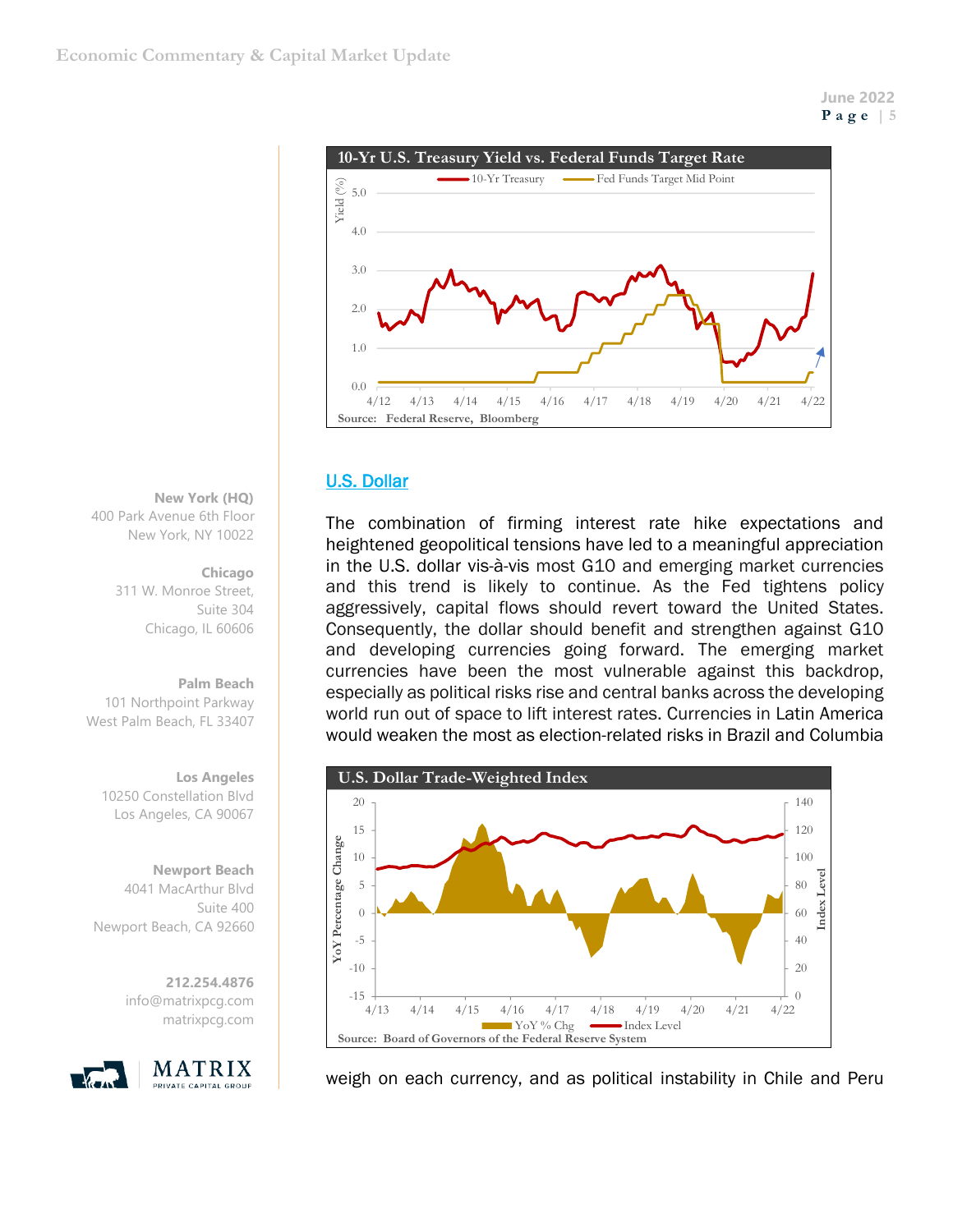**10-Yr U.S. Treasury Yield vs. Federal Funds Target Rate**

10-Yr Treasury
Fed Funds Target Mid Point

Yield (%)

5.0
4.0
3.0
2.0
1.0
0.0

4/12 4/13 4/14 4/15 4/16 4/17 4/18 4/19 4/20 4/21 4/22

Source: Federal Reserve, Bloomberg

## U.S. Dollar

The combination of firming interest rate hike expectations and heightened geopolitical tensions have led to a meaningful appreciation in the U.S. dollar vis-à-vis most G10 and emerging market currencies and this trend is likely to continue. As the Fed tightens policy aggressively, capital flows should revert toward the United States. Consequently, the dollar should benefit and strengthen against G10 and developing currencies going forward. The emerging market currencies have been the most vulnerable against this backdrop, especially as political risks rise and central banks across the developing world run out of space to lift interest rates. Currencies in Latin America would weaken the most as election-related risks in Brazil and Columbia weigh on each currency, and as political instability in Chile and Peru

**U.S. Dollar Trade-Weighted Index**

YoY Percentage Change

20
15
10
5
0
-5
-10
-15

Index Level

140
120
100
80
60
40
20
0

4/13 4/14 4/15 4/16 4/17 4/18 4/19 4/20 4/21 4/22

YoY % Chg
Index Level

Source: Board of Governors of the Federal Reserve System

**New York (HQ)**
400 Park Avenue 6th Floor
New York, NY 10022

**Chicago**
311 W. Monroe Street,
Suite 304
Chicago, IL 60606

**Palm Beach**
101 Northpoint Parkway
West Palm Beach, FL 33407

**Los Angeles**
10250 Constellation Blvd
Los Angeles, CA 90067

**Newport Beach**
4041 MacArthur Blvd
Suite 400
Newport Beach, CA 92660

**212.254.4876**
info@matrixpcg.com
matrixpcg.com

MATRIX
PRIVATE CAPITAL GROUP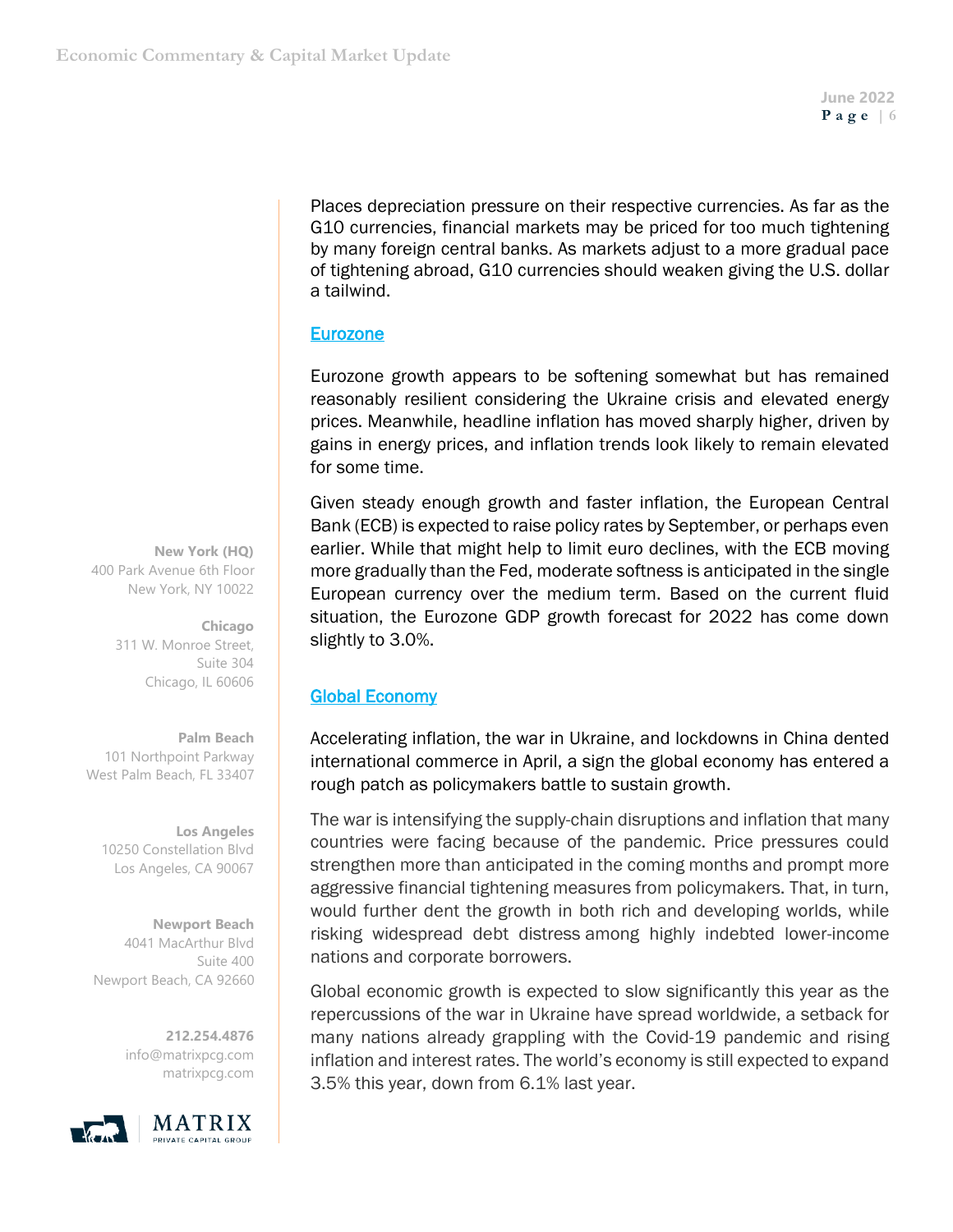Places depreciation pressure on their respective currencies. As far as the G10 currencies, financial markets may be priced for too much tightening by many foreign central banks. As markets adjust to a more gradual pace of tightening abroad, G10 currencies should weaken giving the U.S. dollar a tailwind.

## Eurozone

Eurozone growth appears to be softening somewhat but has remained reasonably resilient considering the Ukraine crisis and elevated energy prices. Meanwhile, headline inflation has moved sharply higher, driven by gains in energy prices, and inflation trends look likely to remain elevated for some time.

Given steady enough growth and faster inflation, the European Central Bank (ECB) is expected to raise policy rates by September, or perhaps even earlier. While that might help to limit euro declines, with the ECB moving more gradually than the Fed, moderate softness is anticipated in the single European currency over the medium term. Based on the current fluid situation, the Eurozone GDP growth forecast for 2022 has come down slightly to 3.0%.

## Global Economy

Accelerating inflation, the war in Ukraine, and lockdowns in China dented international commerce in April, a sign the global economy has entered a rough patch as policymakers battle to sustain growth.

The war is intensifying the supply-chain disruptions and inflation that many countries were facing because of the pandemic. Price pressures could strengthen more than anticipated in the coming months and prompt more aggressive financial tightening measures from policymakers. That, in turn, would further dent the growth in both rich and developing worlds, while risking widespread debt distress among highly indebted lower-income nations and corporate borrowers.

Global economic growth is expected to slow significantly this year as the repercussions of the war in Ukraine have spread worldwide, a setback for many nations already grappling with the Covid-19 pandemic and rising inflation and interest rates. The world's economy is still expected to expand 3.5% this year, down from 6.1% last year.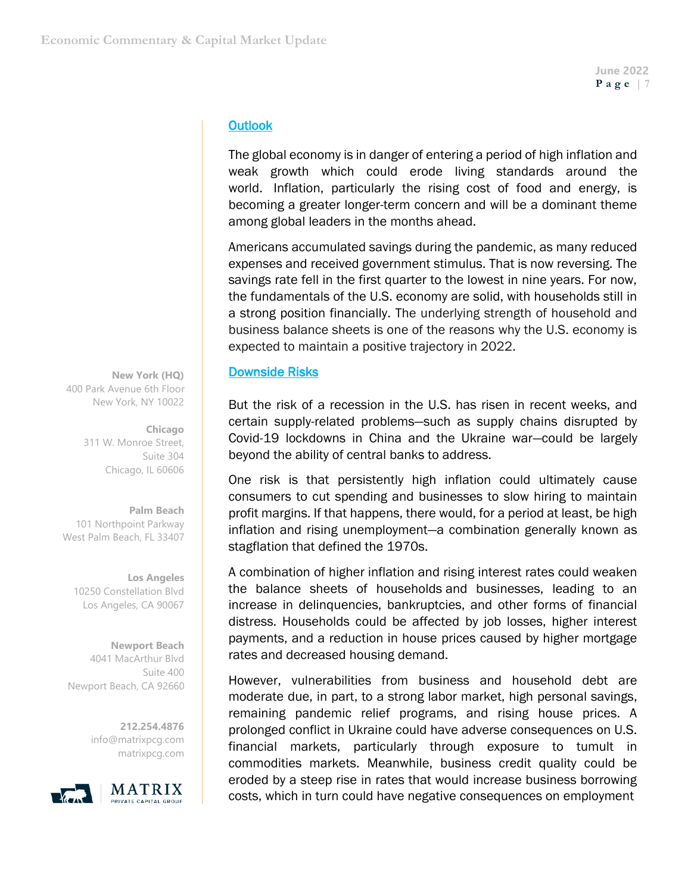## Outlook

The global economy is in danger of entering a period of high inflation and weak growth which could erode living standards around the world. Inflation, particularly the rising cost of food and energy, is becoming a greater longer-term concern and will be a dominant theme among global leaders in the months ahead.

Americans accumulated savings during the pandemic, as many reduced expenses and received government stimulus. That is now reversing. The savings rate fell in the first quarter to the lowest in nine years. For now, the fundamentals of the U.S. economy are solid, with households still in a strong position financially. The underlying strength of household and business balance sheets is one of the reasons why the U.S. economy is expected to maintain a positive trajectory in 2022.

## Downside Risks

But the risk of a recession in the U.S. has risen in recent weeks, and certain supply-related problems—such as supply chains disrupted by Covid-19 lockdowns in China and the Ukraine war—could be largely beyond the ability of central banks to address.

One risk is that persistently high inflation could ultimately cause consumers to cut spending and businesses to slow hiring to maintain profit margins. If that happens, there would, for a period at least, be high inflation and rising unemployment—a combination generally known as stagflation that defined the 1970s.

A combination of higher inflation and rising interest rates could weaken the balance sheets of households and businesses, leading to an increase in delinquencies, bankruptcies, and other forms of financial distress. Households could be affected by job losses, higher interest payments, and a reduction in house prices caused by higher mortgage rates and decreased housing demand.

However, vulnerabilities from business and household debt are moderate due, in part, to a strong labor market, high personal savings, remaining pandemic relief programs, and rising house prices. A prolonged conflict in Ukraine could have adverse consequences on U.S. financial markets, particularly through exposure to tumult in commodities markets. Meanwhile, business credit quality could be eroded by a steep rise in rates that would increase business borrowing costs, which in turn could have negative consequences on employment

**New York (HQ)**
400 Park Avenue 6th Floor
New York, NY 10022

**Chicago**
311 W. Monroe Street,
Suite 304
Chicago, IL 60606

**Palm Beach**
101 Northpoint Parkway
West Palm Beach, FL 33407

**Los Angeles**
10250 Constellation Blvd
Los Angeles, CA 90067

**Newport Beach**
4041 MacArthur Blvd
Suite 400
Newport Beach, CA 92660

**212.254.4876**
info@matrixpcg.com
matrixpcg.com

MATRIX
PRIVATE CAPITAL GROUP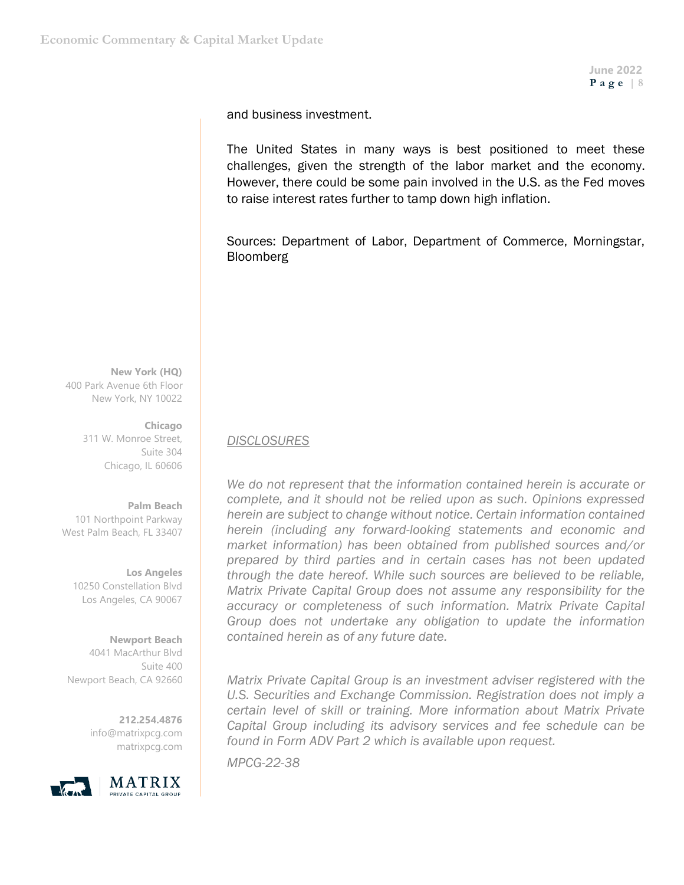and business investment.

The United States in many ways is best positioned to meet these challenges, given the strength of the labor market and the economy. However, there could be some pain involved in the U.S. as the Fed moves to raise interest rates further to tamp down high inflation.

Sources: Department of Labor, Department of Commerce, Morningstar, Bloomberg

**New York (HQ)**
400 Park Avenue 6th Floor
New York, NY 10022

**Chicago**
311 W. Monroe Street,
Suite 304
Chicago, IL 60606

**Palm Beach**
101 Northpoint Parkway
West Palm Beach, FL 33407

**Los Angeles**
10250 Constellation Blvd
Los Angeles, CA 90067

**Newport Beach**
4041 MacArthur Blvd
Suite 400
Newport Beach, CA 92660

**212.254.4876**
info@matrixpcg.com
matrixpcg.com

MATRIX
PRIVATE CAPITAL GROUP

*DISCLOSURES*

*We do not represent that the information contained herein is accurate or complete, and it should not be relied upon as such. Opinions expressed herein are subject to change without notice. Certain information contained herein (including any forward-looking statements and economic and market information) has been obtained from published sources and/or prepared by third parties and in certain cases has not been updated through the date hereof. While such sources are believed to be reliable, Matrix Private Capital Group does not assume any responsibility for the accuracy or completeness of such information. Matrix Private Capital Group does not undertake any obligation to update the information contained herein as of any future date.*

*Matrix Private Capital Group is an investment adviser registered with the U.S. Securities and Exchange Commission. Registration does not imply a certain level of skill or training. More information about Matrix Private Capital Group including its advisory services and fee schedule can be found in Form ADV Part 2 which is available upon request.*

*MPCG-22-38*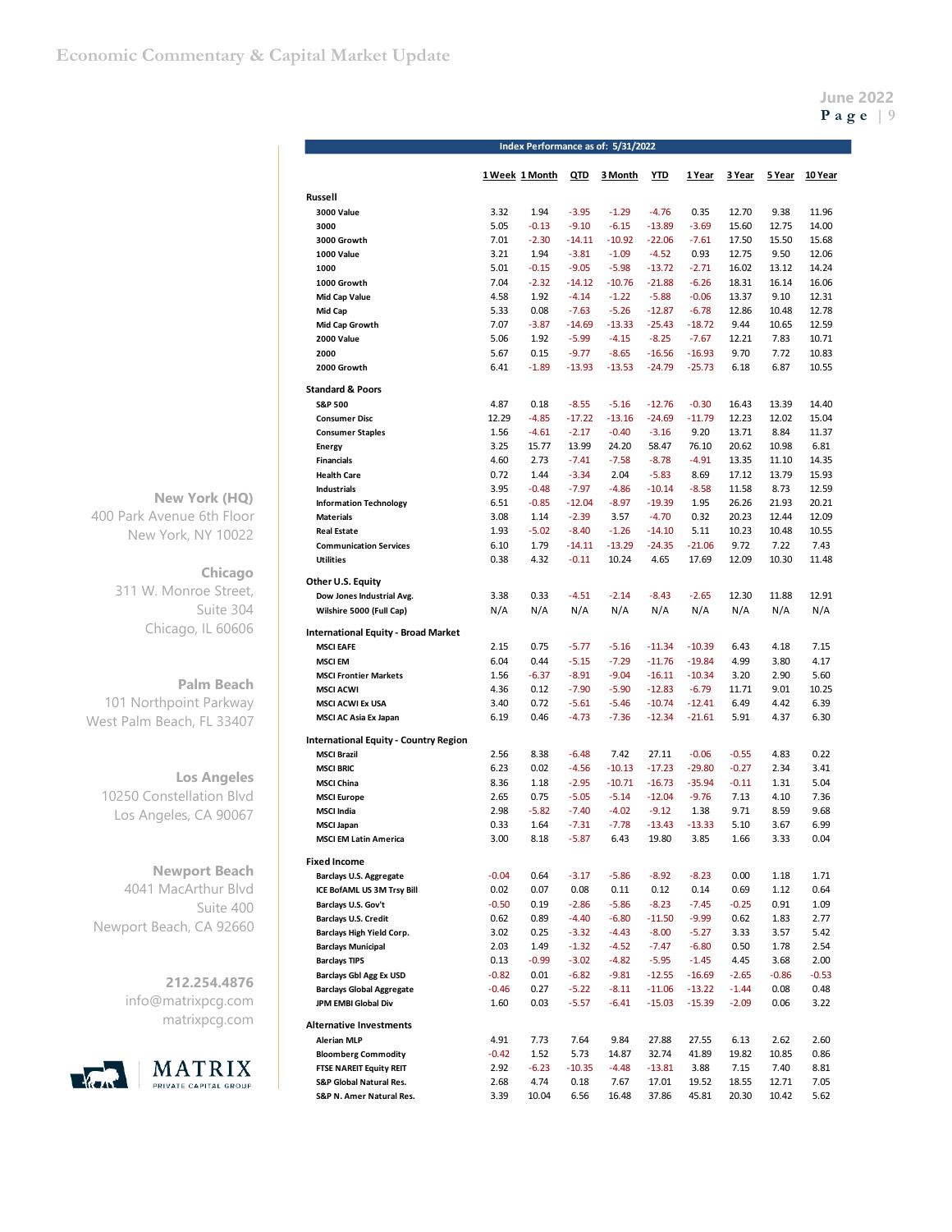**Index Performance as of: 5/31/2022**

| | 1 Week | 1 Month | QTD | 3 Month | YTD | 1 Year | 3 Year | 5 Year | 10 Year |
|---|---|---|---|---|---|---|---|---|---|
| **Russell** | | | | | | | | | |
| 3000 Value | 3.32 | 1.94 | -3.95 | -1.29 | -4.76 | 0.35 | 12.70 | 9.38 | 11.96 |
| 3000 | 5.05 | -0.13 | -9.10 | -6.15 | -13.89 | -3.69 | 15.60 | 12.75 | 14.00 |
| 3000 Growth | 7.01 | -2.30 | -14.11 | -10.92 | -22.06 | -7.61 | 17.50 | 15.50 | 15.68 |
| 1000 Value | 3.21 | 1.94 | -3.81 | -1.09 | -4.52 | 0.93 | 12.75 | 9.50 | 12.06 |
| 1000 | 5.01 | -0.15 | -9.05 | -5.98 | -13.72 | -2.71 | 16.02 | 13.12 | 14.24 |
| 1000 Growth | 7.04 | -2.32 | -14.12 | -10.76 | -21.88 | -6.26 | 18.31 | 16.14 | 16.06 |
| Mid Cap Value | 4.58 | 1.92 | -4.14 | -1.22 | -5.88 | -0.06 | 13.37 | 9.10 | 12.31 |
| Mid Cap | 5.33 | 0.08 | -7.63 | -5.26 | -12.87 | -6.78 | 12.86 | 10.48 | 12.78 |
| Mid Cap Growth | 7.07 | -3.87 | -14.69 | -13.33 | -25.43 | -18.72 | 9.44 | 10.65 | 12.59 |
| 2000 Value | 5.06 | 1.92 | -5.99 | -4.15 | -8.25 | -7.67 | 12.21 | 7.83 | 10.71 |
| 2000 | 5.67 | 0.15 | -9.77 | -8.65 | -16.56 | -16.93 | 9.70 | 7.72 | 10.83 |
| 2000 Growth | 6.41 | -1.89 | -13.93 | -13.53 | -24.79 | -25.73 | 6.18 | 6.87 | 10.55 |
| **Standard & Poors** | | | | | | | | | |
| S&P 500 | 4.87 | 0.18 | -8.55 | -5.16 | -12.76 | -0.30 | 16.43 | 13.39 | 14.40 |
| Consumer Disc | 12.29 | -4.85 | -17.22 | -13.16 | -24.69 | -11.79 | 12.23 | 12.02 | 15.04 |
| Consumer Staples | 1.56 | -4.61 | -2.17 | -0.40 | -3.16 | 9.20 | 13.71 | 8.84 | 11.37 |
| Energy | 3.25 | 15.77 | 13.99 | 24.20 | 58.47 | 76.10 | 20.62 | 10.98 | 6.81 |
| Financials | 4.60 | 2.73 | -7.41 | -7.58 | -8.78 | -4.91 | 13.35 | 11.10 | 14.35 |
| Health Care | 0.72 | 1.44 | -3.34 | 2.04 | -5.83 | 8.69 | 17.12 | 13.79 | 15.93 |
| Industrials | 3.95 | -0.48 | -7.97 | -4.86 | -10.14 | -8.58 | 11.58 | 8.73 | 12.59 |
| Information Technology | 6.51 | -0.85 | -12.04 | -8.97 | -19.39 | 1.95 | 26.26 | 21.93 | 20.21 |
| Materials | 3.08 | 1.14 | -2.39 | 3.57 | -4.70 | 0.32 | 20.23 | 12.44 | 12.09 |
| Real Estate | 1.93 | -5.02 | -8.40 | -1.26 | -14.10 | 5.11 | 10.23 | 10.48 | 10.55 |
| Communication Services | 6.10 | 1.79 | -14.11 | -13.29 | -24.35 | -21.06 | 9.72 | 7.22 | 7.43 |
| Utilities | 0.38 | 4.32 | -0.11 | 10.24 | 4.65 | 17.69 | 12.09 | 10.30 | 11.48 |
| **Other U.S. Equity** | | | | | | | | | |
| Dow Jones Industrial Avg. | 3.38 | 0.33 | -4.51 | -2.14 | -8.43 | -2.65 | 12.30 | 11.88 | 12.91 |
| Wilshire 5000 (Full Cap) | N/A | N/A | N/A | N/A | N/A | N/A | N/A | N/A | N/A |
| **International Equity - Broad Market** | | | | | | | | | |
| MSCI EAFE | 2.15 | 0.75 | -5.77 | -5.16 | -11.34 | -10.39 | 6.43 | 4.18 | 7.15 |
| MSCI EM | 6.04 | 0.44 | -5.15 | -7.29 | -11.76 | -19.84 | 4.99 | 3.80 | 4.17 |
| MSCI Frontier Markets | 1.56 | -6.37 | -8.91 | -9.04 | -16.11 | -10.34 | 3.20 | 2.90 | 5.60 |
| MSCI ACWI | 4.36 | 0.12 | -7.90 | -5.90 | -12.83 | -6.79 | 11.71 | 9.01 | 10.25 |
| MSCI ACWI Ex USA | 3.40 | 0.72 | -5.61 | -5.46 | -10.74 | -12.41 | 6.49 | 4.42 | 6.39 |
| MSCI AC Asia Ex Japan | 6.19 | 0.46 | -4.73 | -7.36 | -12.34 | -21.61 | 5.91 | 4.37 | 6.30 |
| **International Equity - Country Region** | | | | | | | | | |
| MSCI Brazil | 2.56 | 8.38 | -6.48 | 7.42 | 27.11 | -0.06 | -0.55 | 4.83 | 0.22 |
| MSCI BRIC | 6.23 | 0.02 | -4.56 | -10.13 | -17.23 | -29.80 | -0.27 | 2.34 | 3.41 |
| MSCI China | 8.36 | 1.18 | -2.95 | -10.71 | -16.73 | -35.94 | -0.11 | 1.31 | 5.04 |
| MSCI Europe | 2.65 | 0.75 | -5.05 | -5.14 | -12.04 | -9.76 | 7.13 | 4.10 | 7.36 |
| MSCI India | 2.98 | -5.82 | -7.40 | -4.02 | -9.12 | 1.38 | 9.71 | 8.59 | 9.68 |
| MSCI Japan | 0.33 | 1.64 | -7.31 | -7.78 | -13.43 | -13.33 | 5.10 | 3.67 | 6.99 |
| MSCI EM Latin America | 3.00 | 8.18 | -5.87 | 6.43 | 19.80 | 3.85 | 1.66 | 3.33 | 0.04 |
| **Fixed Income** | | | | | | | | | |
| Barclays U.S. Aggregate | -0.04 | 0.64 | -3.17 | -5.86 | -8.92 | -8.23 | 0.00 | 1.18 | 1.71 |
| ICE BofAML US 3M Trsy Bill | 0.02 | 0.07 | 0.08 | 0.11 | 0.12 | 0.14 | 0.69 | 1.12 | 0.64 |
| Barclays U.S. Gov't | -0.50 | 0.19 | -2.86 | -5.86 | -8.23 | -7.45 | -0.25 | 0.91 | 1.09 |
| Barclays U.S. Credit | 0.62 | 0.89 | -4.40 | -6.80 | -11.50 | -9.99 | 0.62 | 1.83 | 2.77 |
| Barclays High Yield Corp. | 3.02 | 0.25 | -3.32 | -4.43 | -8.00 | -5.27 | 3.33 | 3.57 | 5.42 |
| Barclays Municipal | 2.03 | 1.49 | -1.32 | -4.52 | -7.47 | -6.80 | 0.50 | 1.78 | 2.54 |
| Barclays TIPS | 0.13 | -0.99 | -3.02 | -4.82 | -5.95 | -1.45 | 4.45 | 3.68 | 2.00 |
| Barclays Gbl Agg Ex USD | -0.82 | 0.01 | -6.82 | -9.81 | -12.55 | -16.69 | -2.65 | -0.86 | -0.53 |
| Barclays Global Aggregate | -0.46 | 0.27 | -5.22 | -8.11 | -11.06 | -13.22 | -1.44 | 0.08 | 0.48 |
| JPM EMBI Global Div | 1.60 | 0.03 | -5.57 | -6.41 | -15.03 | -15.39 | -2.09 | 0.06 | 3.22 |
| **Alternative Investments** | | | | | | | | | |
| Alerian MLP | 4.91 | 7.73 | 7.64 | 9.84 | 27.88 | 27.55 | 6.13 | 2.62 | 2.60 |
| Bloomberg Commodity | -0.42 | 1.52 | 5.73 | 14.87 | 32.74 | 41.89 | 19.82 | 10.85 | 0.86 |
| FTSE NAREIT Equity REIT | 2.92 | -6.23 | -10.35 | -4.48 | -13.81 | 3.88 | 7.15 | 7.40 | 8.81 |
| S&P Global Natural Res. | 2.68 | 4.74 | 0.18 | 7.67 | 17.01 | 19.52 | 18.55 | 12.71 | 7.05 |
| S&P N. Amer Natural Res. | 3.39 | 10.04 | 6.56 | 16.48 | 37.86 | 45.81 | 20.30 | 10.42 | 5.62 |

**New York (HQ)**
400 Park Avenue 6th Floor
New York, NY 10022

**Chicago**
311 W. Monroe Street,
Suite 304
Chicago, IL 60606

**Palm Beach**
101 Northpoint Parkway
West Palm Beach, FL 33407

**Los Angeles**
10250 Constellation Blvd
Los Angeles, CA 90067

**Newport Beach**
4041 MacArthur Blvd
Suite 400
Newport Beach, CA 92660

**212.254.4876**
info@matrixpcg.com
matrixpcg.com

MATRIX
PRIVATE CAPITAL GROUP